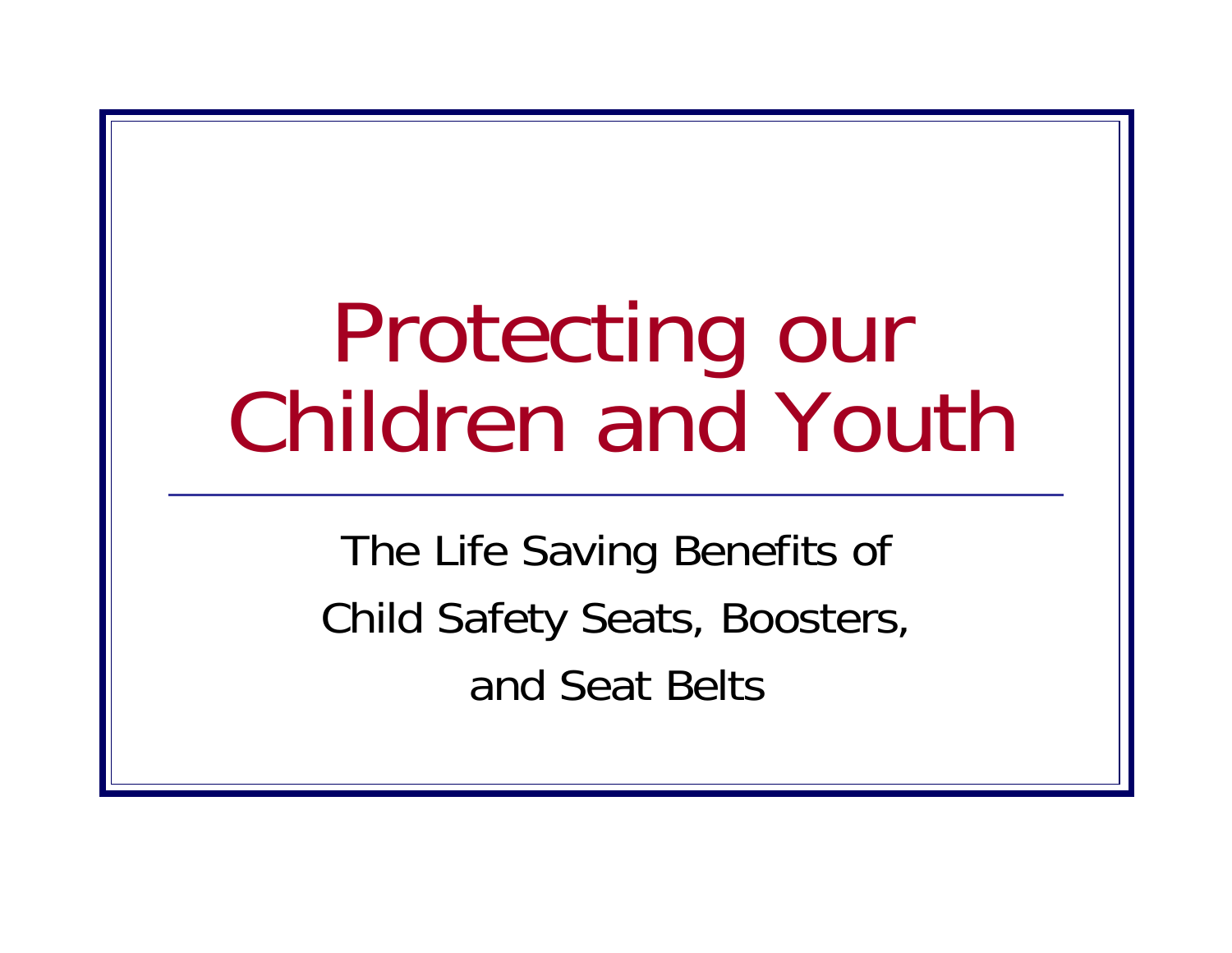# Protecting our Children and Youth

The Life Saving Benefits of

Child Safety Seats, Boosters,

and Seat Belts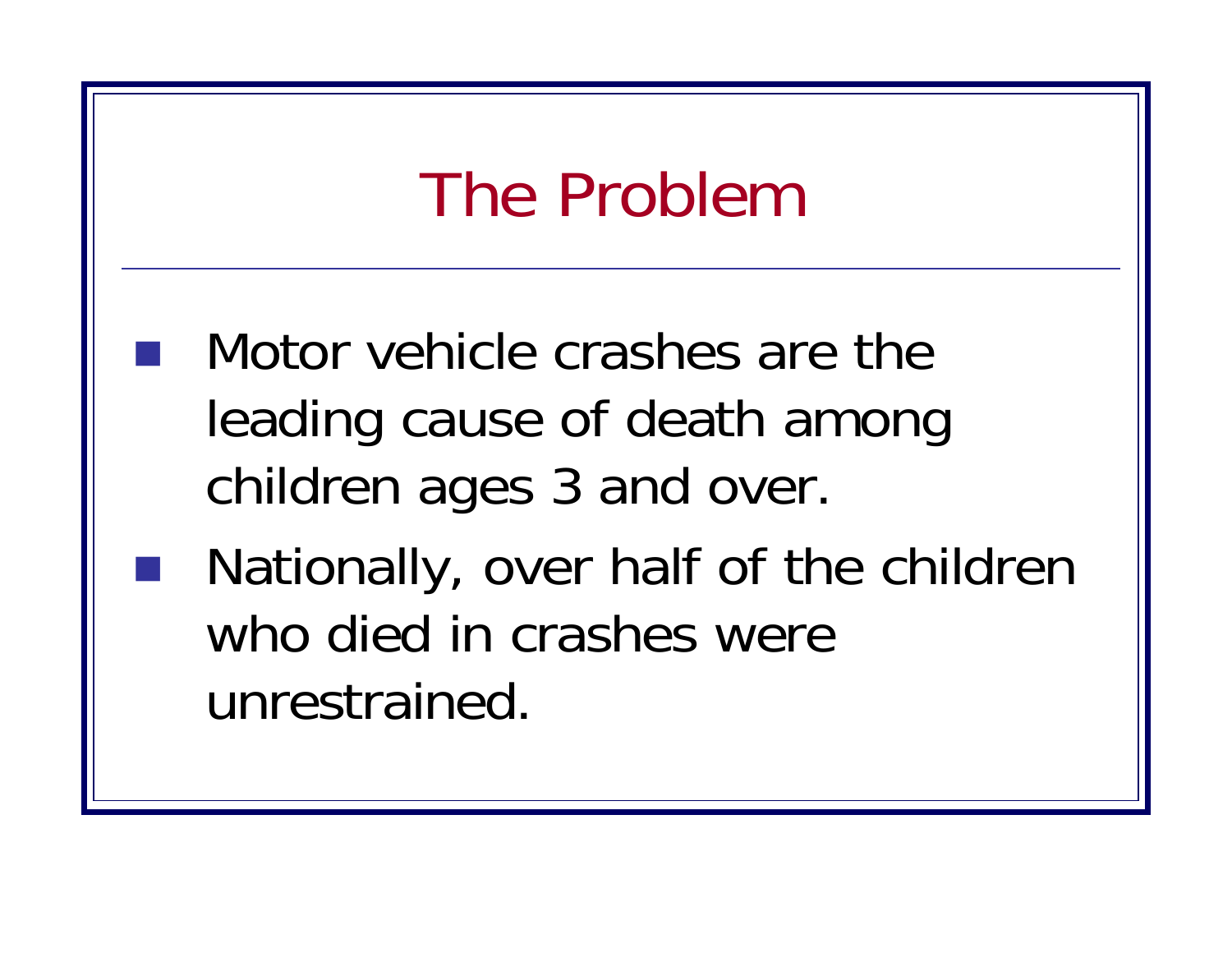# The Problem

- Motor vehicle crashes are the leading cause of death among children ages 3 and over.
- Nationally, over half of the children who died in crashes were unrestrained.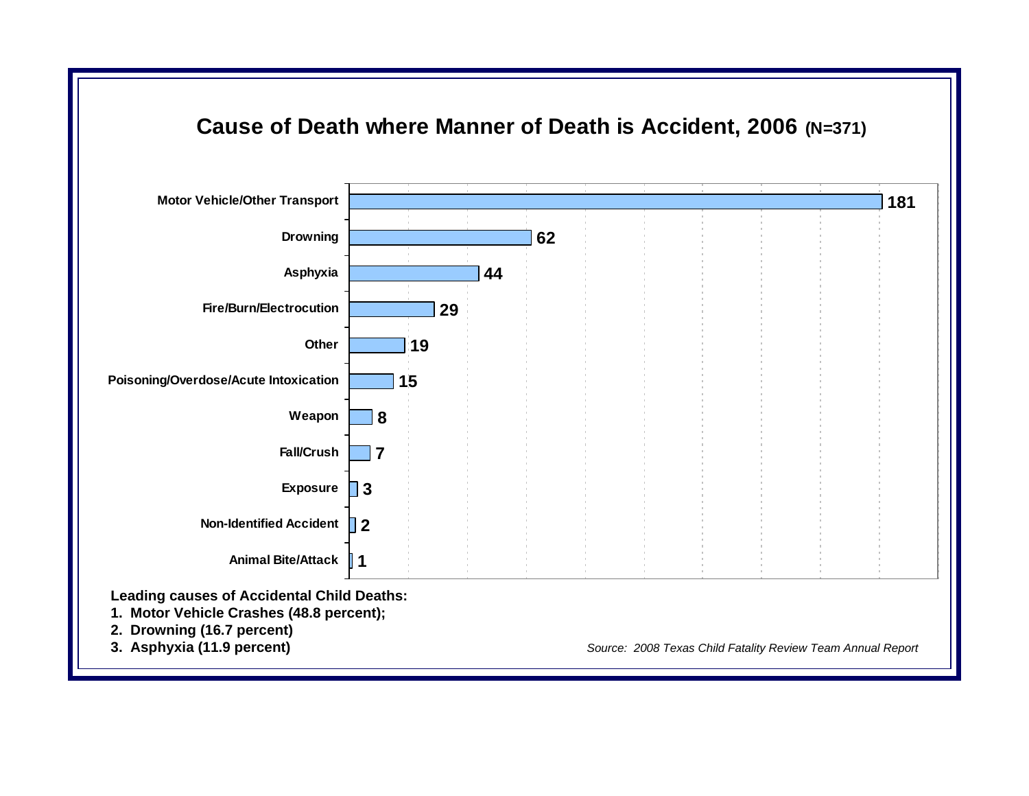## Cause of Death where Manner of Death is Accident, 2006 (N=371)

| Cause of Death | Count |
|---|---|
| Motor Vehicle/Other Transport | 181 |
| Drowning | 62 |
| Asphyxia | 44 |
| Fire/Burn/Electrocution | 29 |
| Other | 19 |
| Poisoning/Overdose/Acute Intoxication | 15 |
| Weapon | 8 |
| Fall/Crush | 7 |
| Exposure | 3 |
| Non-Identified Accident | 2 |
| Animal Bite/Attack | 1 |

**Leading causes of Accidental Child Deaths:**

1. **Motor Vehicle Crashes (48.8 percent);**
2. **Drowning (16.7 percent)**
3. **Asphyxia (11.9 percent)**

*Source: 2008 Texas Child Fatality Review Team Annual Report*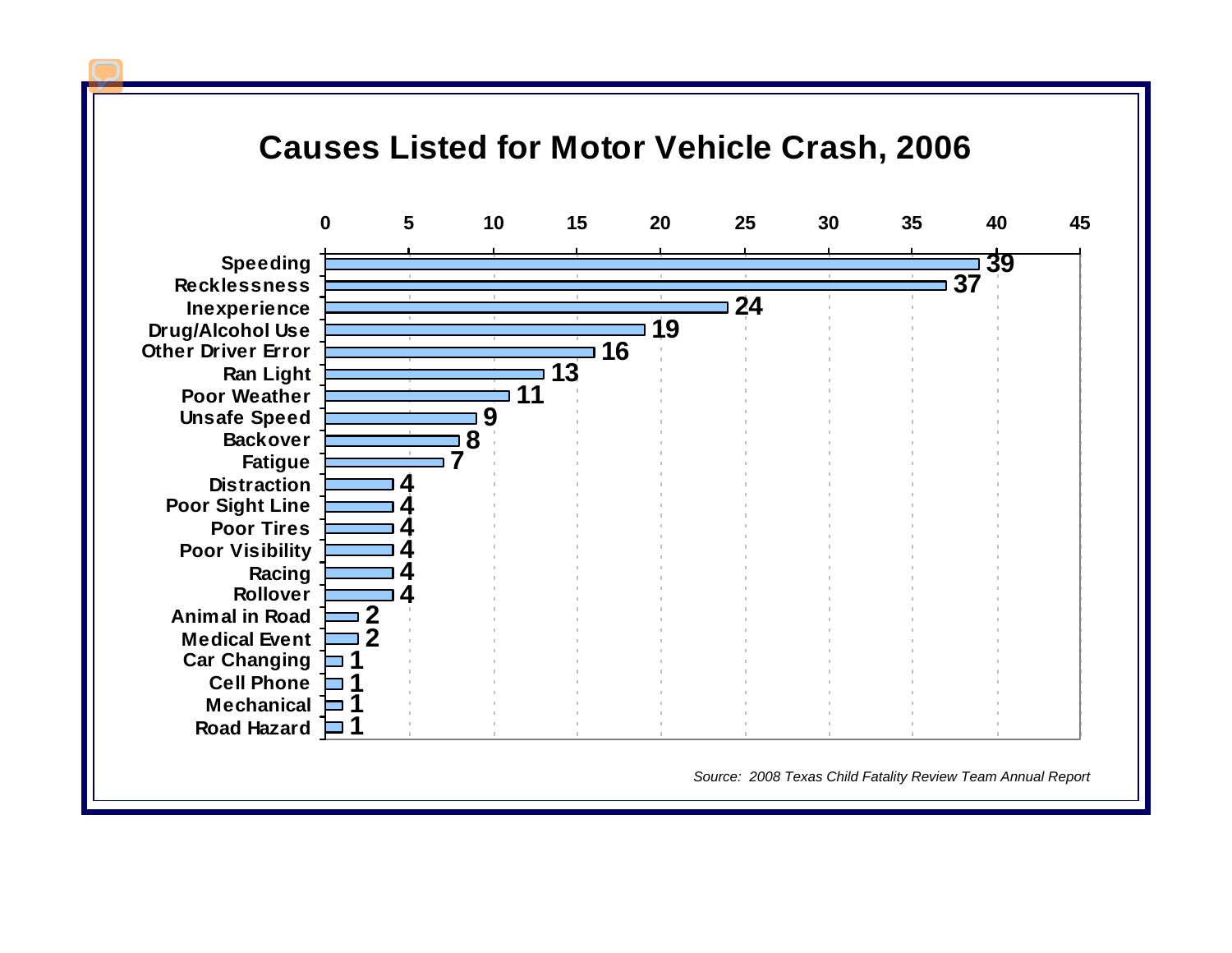## Causes Listed for Motor Vehicle Crash, 2006

| Cause | Count |
|---|---|
| Speeding | 39 |
| Recklessness | 37 |
| Inexperience | 24 |
| Drug/Alcohol Use | 19 |
| Other Driver Error | 16 |
| Ran Light | 13 |
| Poor Weather | 11 |
| Unsafe Speed | 9 |
| Backover | 8 |
| Fatigue | 7 |
| Distraction | 4 |
| Poor Sight Line | 4 |
| Poor Tires | 4 |
| Poor Visibility | 4 |
| Racing | 4 |
| Rollover | 4 |
| Animal in Road | 2 |
| Medical Event | 2 |
| Car Changing | 1 |
| Cell Phone | 1 |
| Mechanical | 1 |
| Road Hazard | 1 |

*Source: 2008 Texas Child Fatality Review Team Annual Report*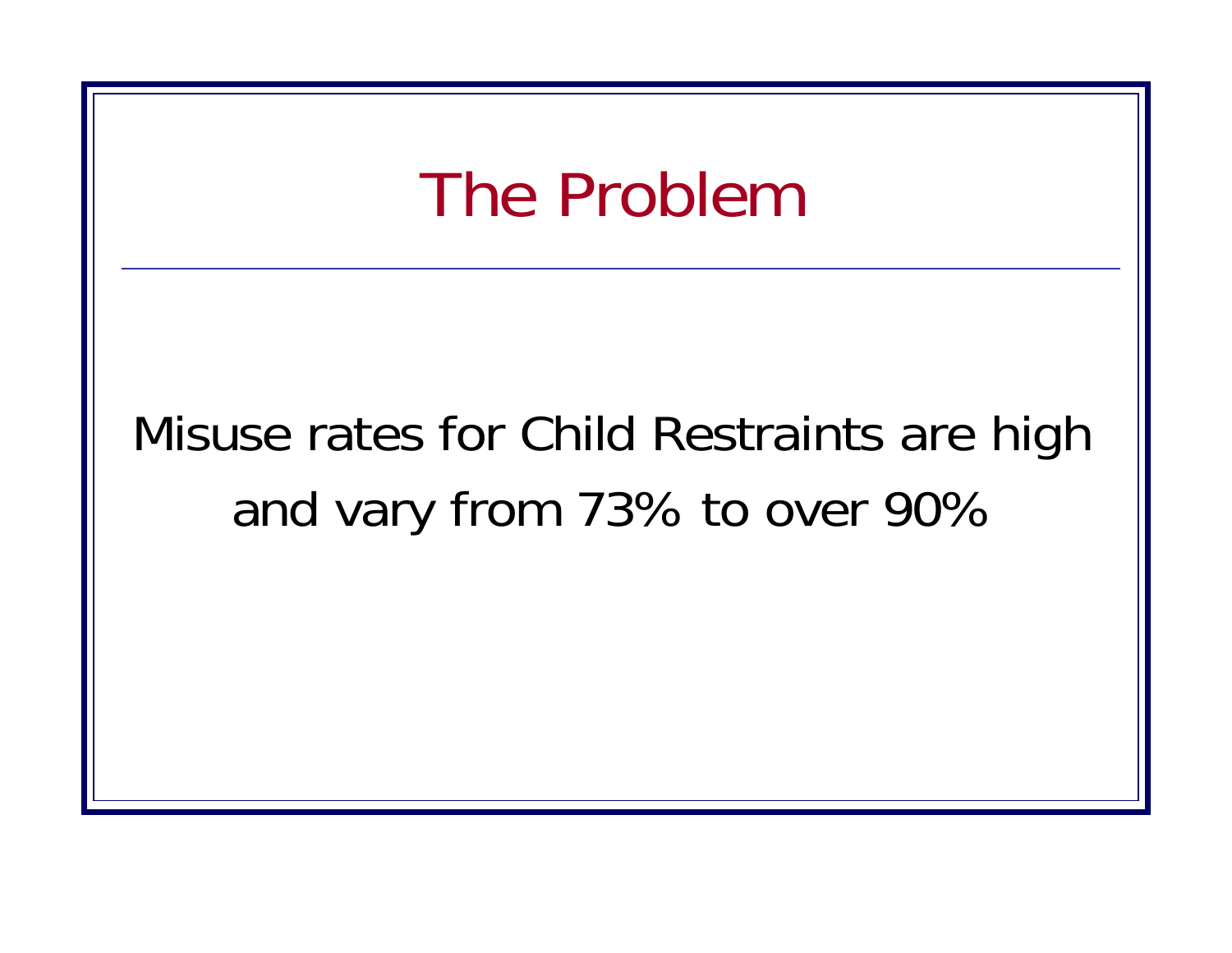# The Problem

Misuse rates for Child Restraints are high and vary from 73% to over 90%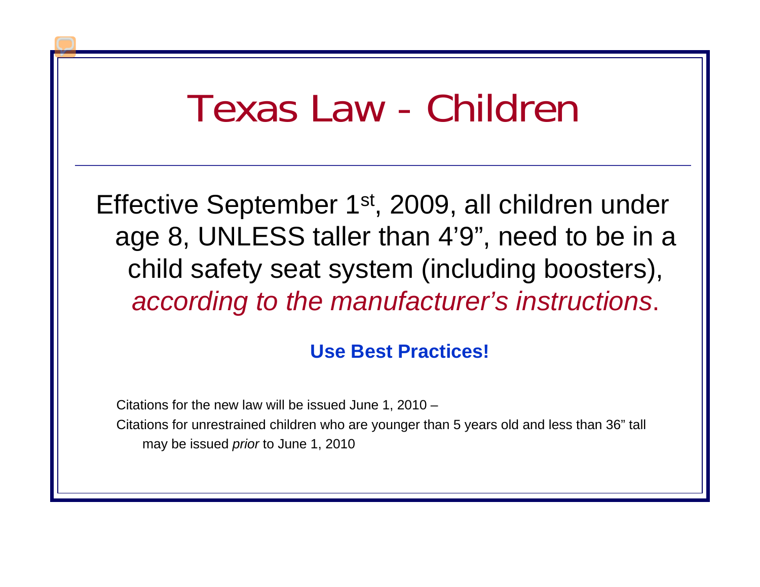# Texas Law - Children

Effective September 1st, 2009, all children under age 8, UNLESS taller than 4'9", need to be in a child safety seat system (including boosters), *according to the manufacturer's instructions*.

**Use Best Practices!**

Citations for the new law will be issued June 1, 2010 –

Citations for unrestrained children who are younger than 5 years old and less than 36" tall may be issued *prior* to June 1, 2010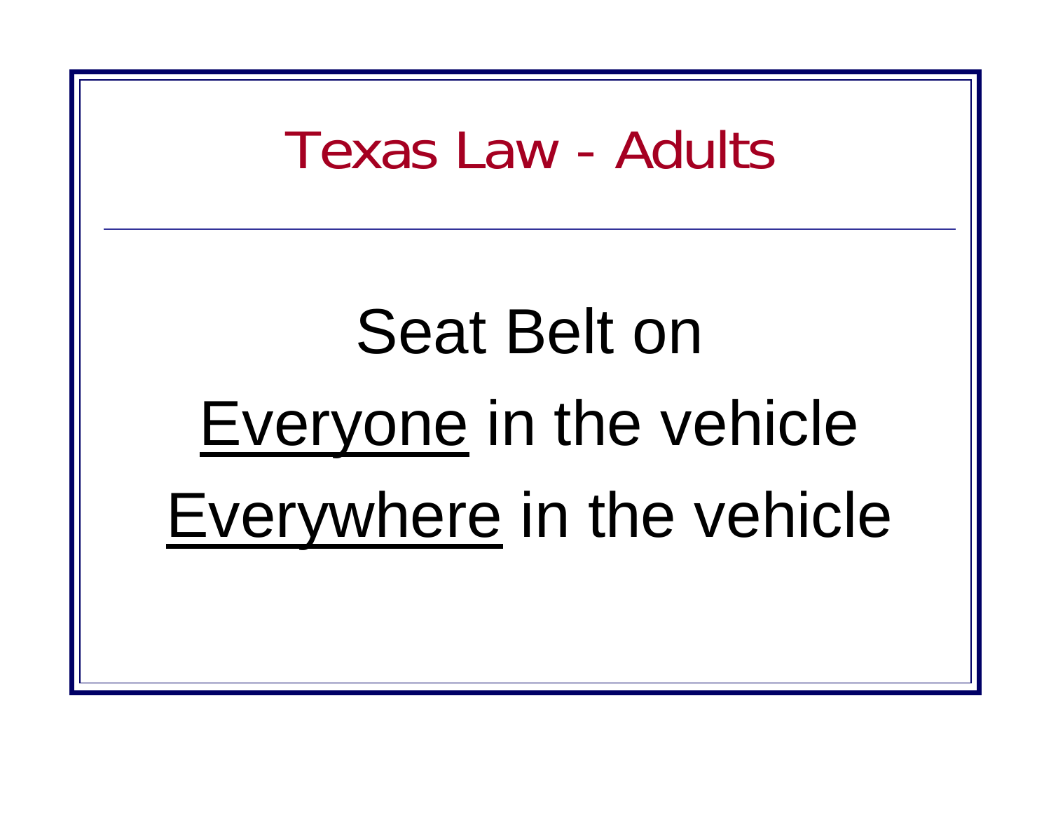# Texas Law - Adults

Seat Belt on

<u>Everyone</u> in the vehicle

<u>Everywhere</u> in the vehicle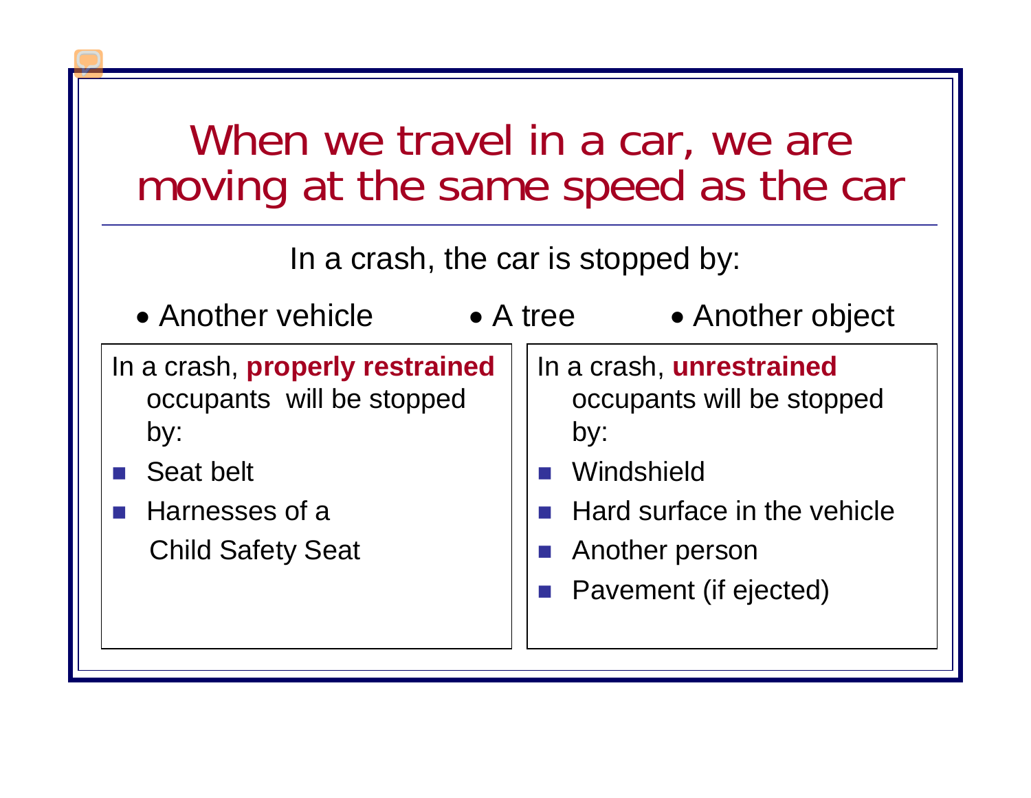# When we travel in a car, we are moving at the same speed as the car

In a crash, the car is stopped by:

- Another vehicle
- A tree
- Another object

In a crash, **properly restrained** occupants will be stopped by:

- Seat belt
- Harnesses of a Child Safety Seat

In a crash, **unrestrained** occupants will be stopped by:

- Windshield
- Hard surface in the vehicle
- Another person
- Pavement (if ejected)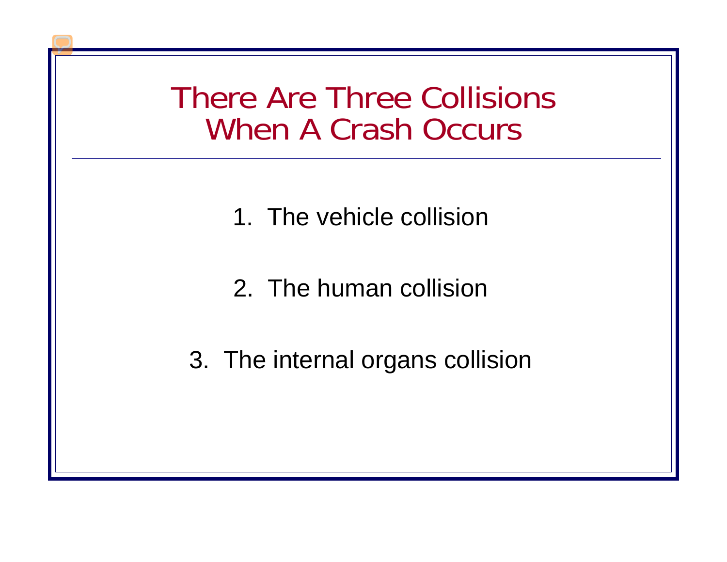# There Are Three Collisions When A Crash Occurs

1. The vehicle collision
2. The human collision
3. The internal organs collision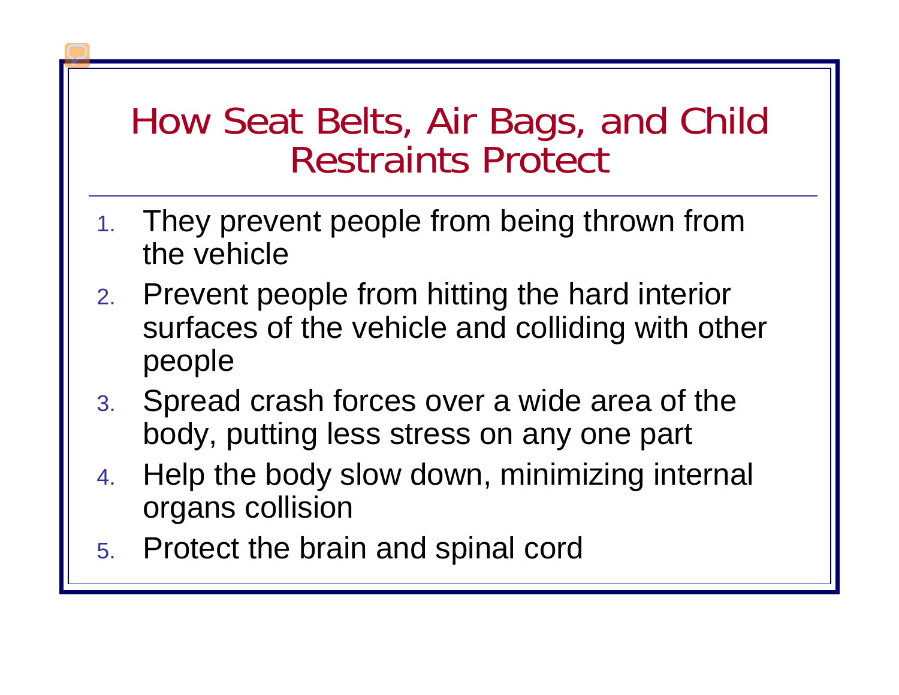# How Seat Belts, Air Bags, and Child Restraints Protect

1. They prevent people from being thrown from the vehicle
2. Prevent people from hitting the hard interior surfaces of the vehicle and colliding with other people
3. Spread crash forces over a wide area of the body, putting less stress on any one part
4. Help the body slow down, minimizing internal organs collision
5. Protect the brain and spinal cord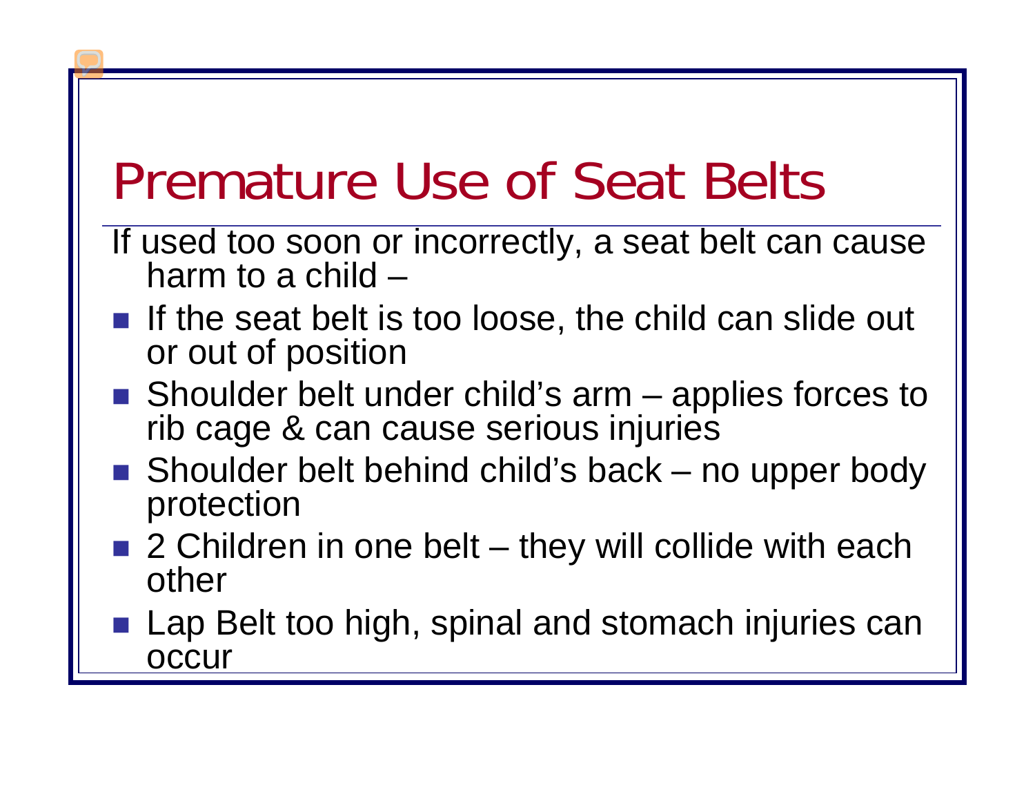# Premature Use of Seat Belts

If used too soon or incorrectly, a seat belt can cause harm to a child –

- If the seat belt is too loose, the child can slide out or out of position
- Shoulder belt under child's arm – applies forces to rib cage & can cause serious injuries
- Shoulder belt behind child's back – no upper body protection
- 2 Children in one belt – they will collide with each other
- Lap Belt too high, spinal and stomach injuries can occur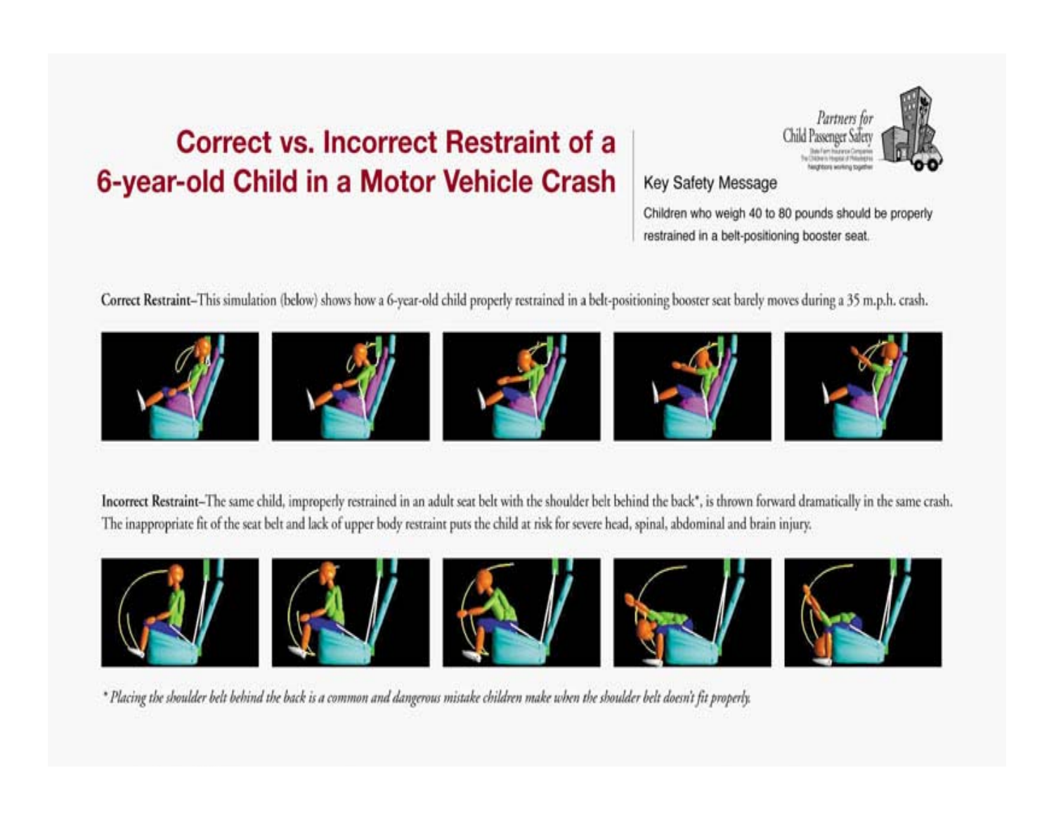# Correct vs. Incorrect Restraint of a 6-year-old Child in a Motor Vehicle Crash

Partners for Child Passenger Safety

State Farm Insurance Companies
The Children's Hospital of Philadelphia
Neighbors working together

## Key Safety Message

Children who weigh 40 to 80 pounds should be properly restrained in a belt-positioning booster seat.

**Correct Restraint**–This simulation (below) shows how a 6-year-old child properly restrained in a belt-positioning booster seat barely moves during a 35 m.p.h. crash.

**Incorrect Restraint**–The same child, improperly restrained in an adult seat belt with the shoulder belt behind the back*, is thrown forward dramatically in the same crash. The inappropriate fit of the seat belt and lack of upper body restraint puts the child at risk for severe head, spinal, abdominal and brain injury.

*\* Placing the shoulder belt behind the back is a common and dangerous mistake children make when the shoulder belt doesn't fit properly.*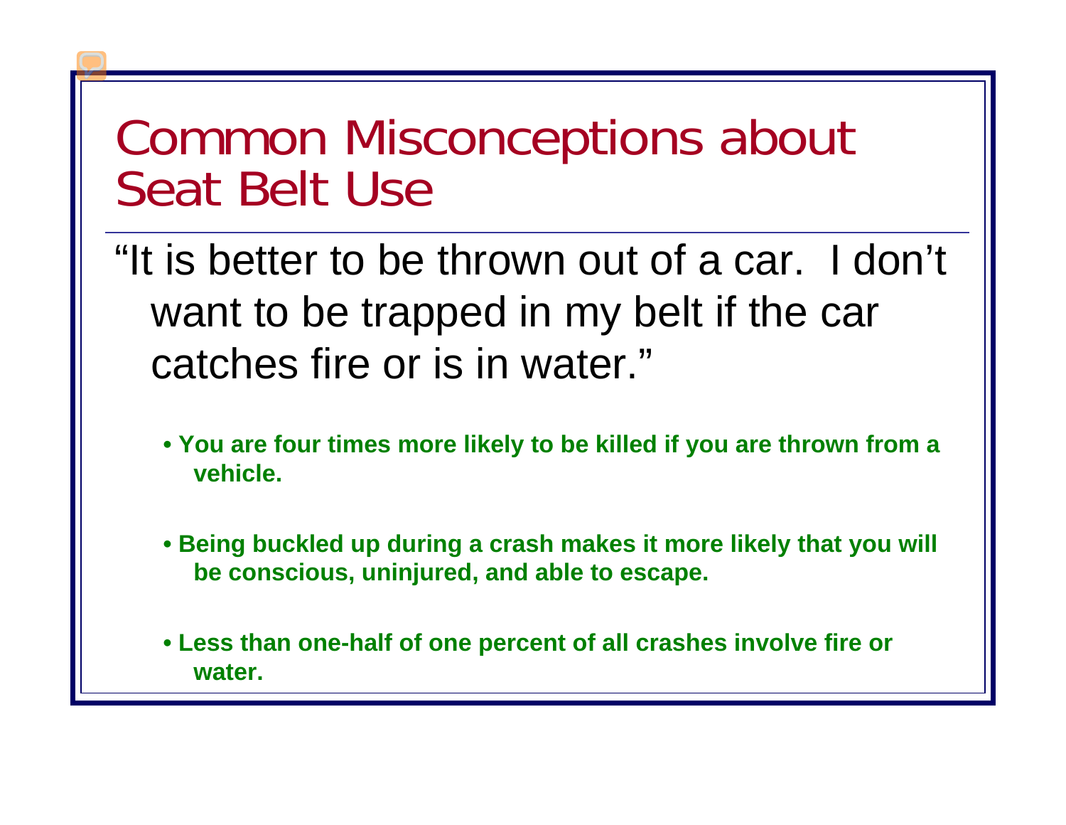# Common Misconceptions about Seat Belt Use

"It is better to be thrown out of a car. I don't want to be trapped in my belt if the car catches fire or is in water."

- **You are four times more likely to be killed if you are thrown from a vehicle.**
- **Being buckled up during a crash makes it more likely that you will be conscious, uninjured, and able to escape.**
- **Less than one-half of one percent of all crashes involve fire or water.**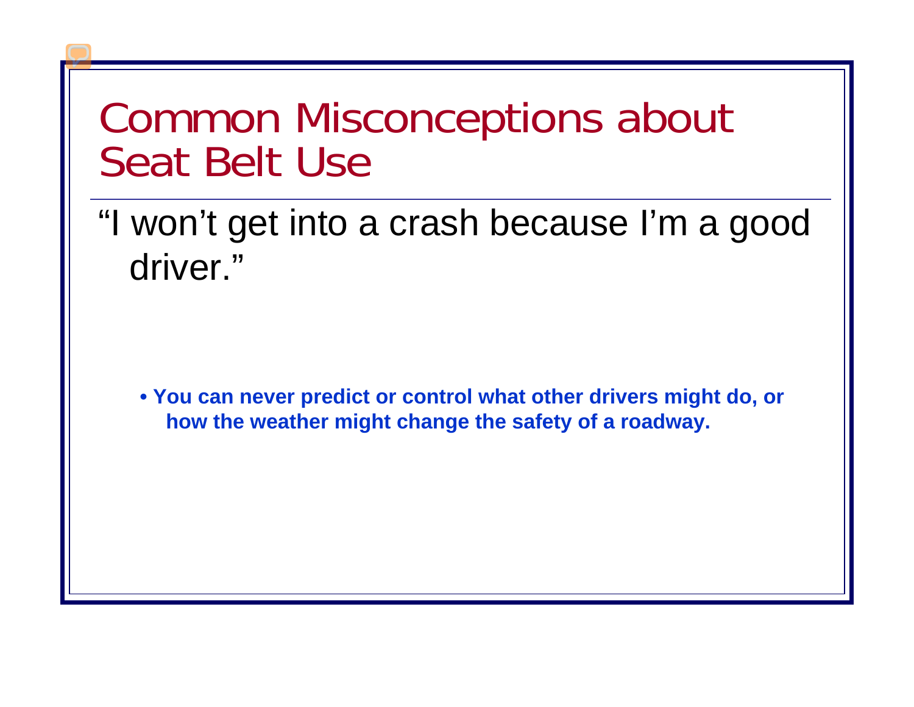# Common Misconceptions about Seat Belt Use

"I won't get into a crash because I'm a good driver."

- **You can never predict or control what other drivers might do, or how the weather might change the safety of a roadway.**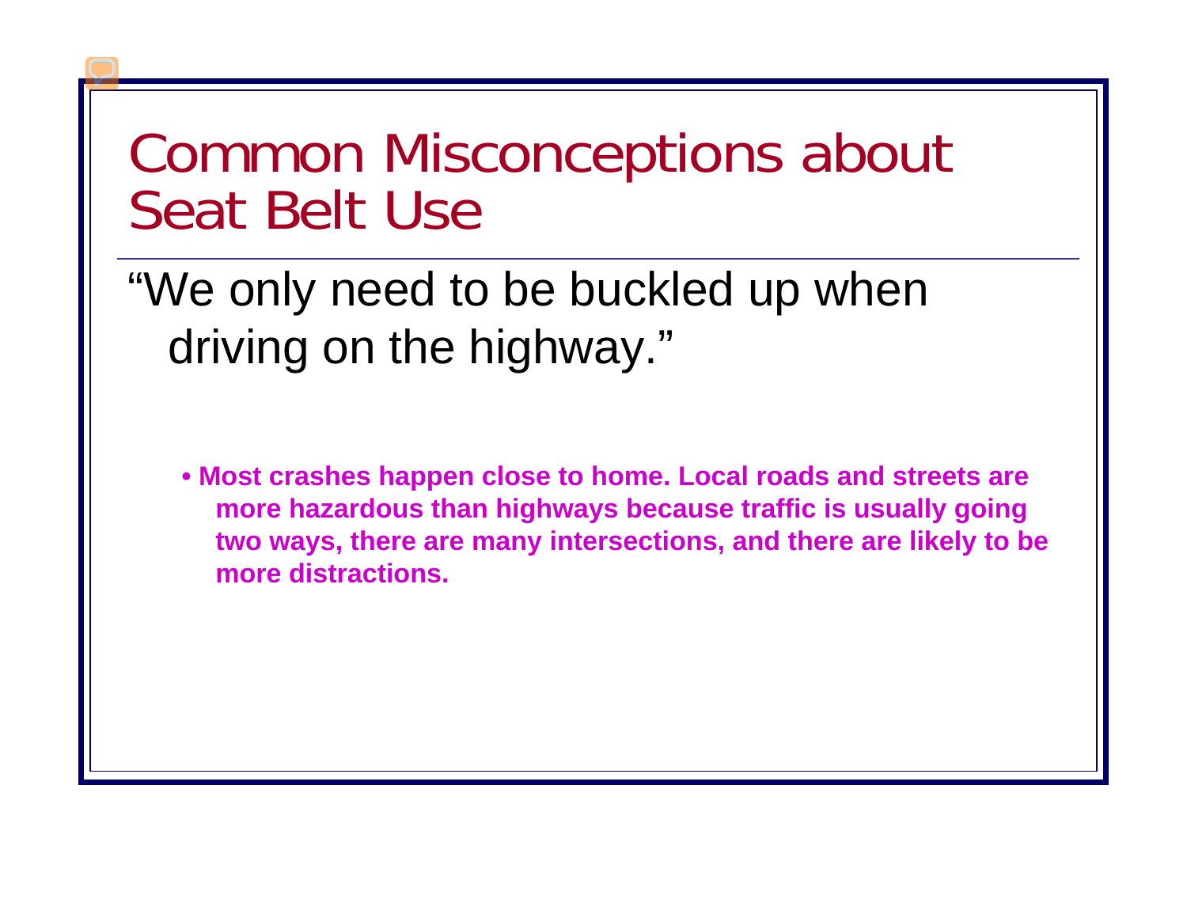# Common Misconceptions about Seat Belt Use

"We only need to be buckled up when driving on the highway."

- **Most crashes happen close to home. Local roads and streets are more hazardous than highways because traffic is usually going two ways, there are many intersections, and there are likely to be more distractions.**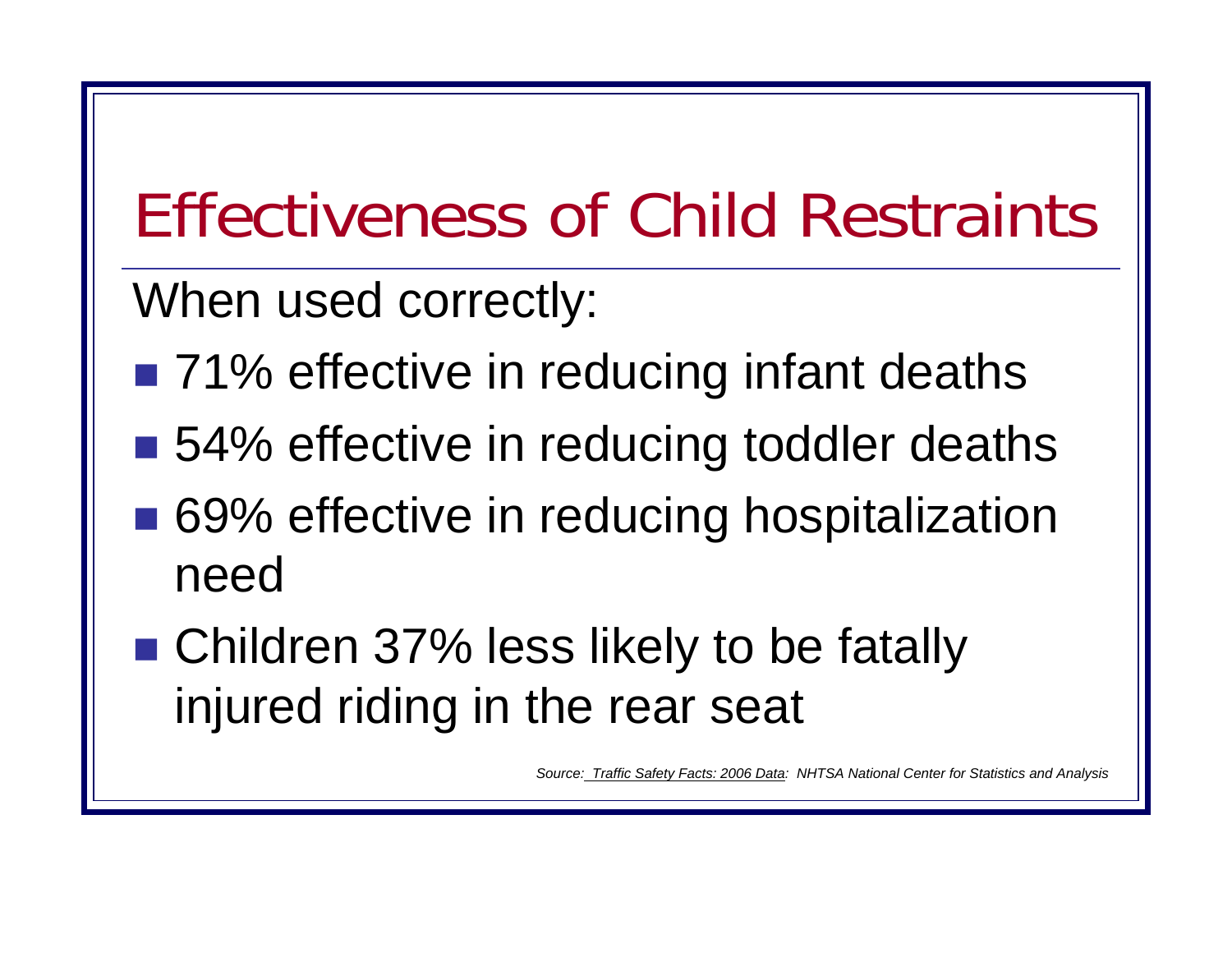# Effectiveness of Child Restraints

When used correctly:

- 71% effective in reducing infant deaths
- 54% effective in reducing toddler deaths
- 69% effective in reducing hospitalization need
- Children 37% less likely to be fatally injured riding in the rear seat

*Source: Traffic Safety Facts: 2006 Data: NHTSA National Center for Statistics and Analysis*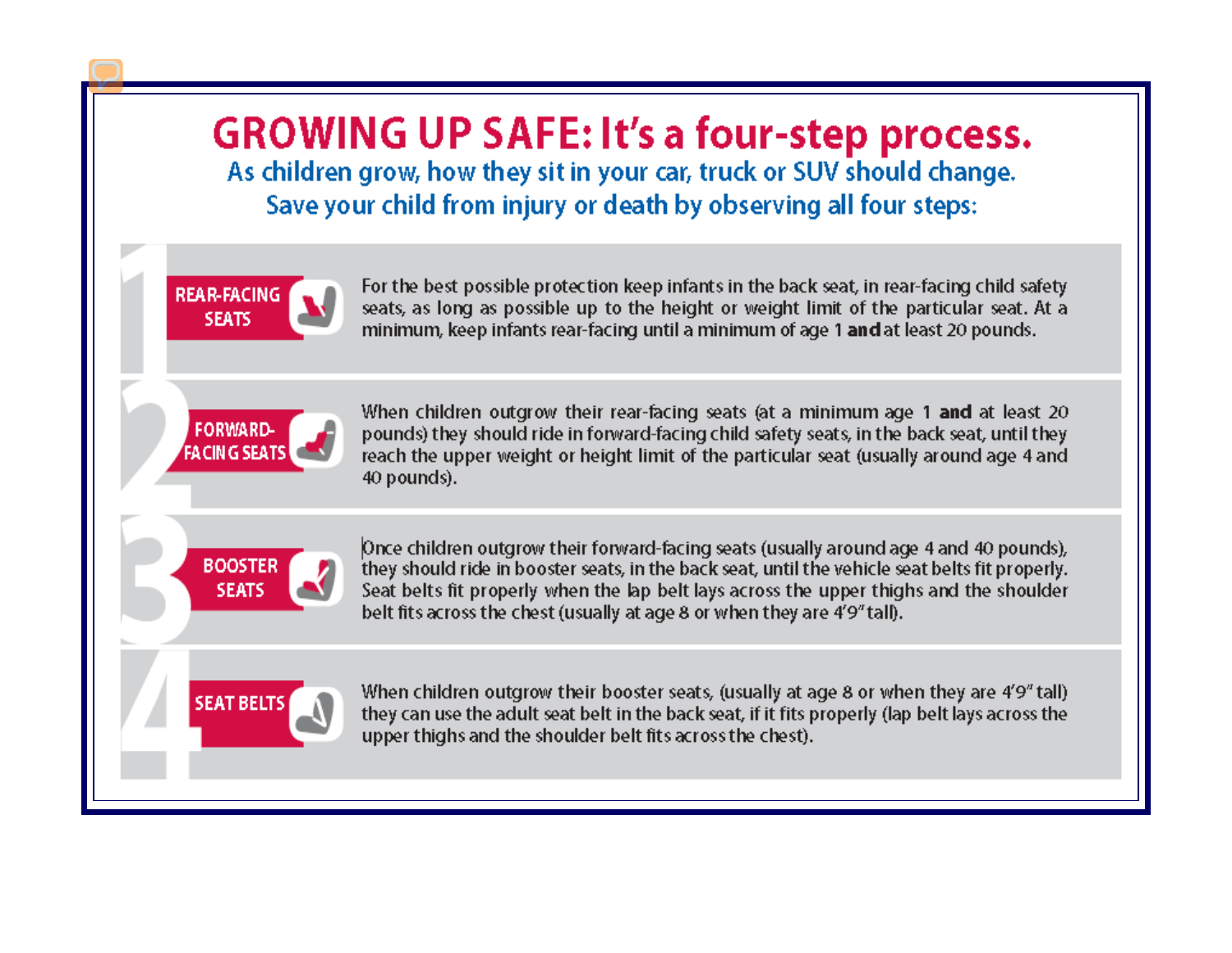# GROWING UP SAFE: It's a four-step process.

**As children grow, how they sit in your car, truck or SUV should change. Save your child from injury or death by observing all four steps:**

## 1 REAR-FACING SEATS

For the best possible protection keep infants in the back seat, in rear-facing child safety seats, as long as possible up to the height or weight limit of the particular seat. At a minimum, keep infants rear-facing until a minimum of age 1 **and** at least 20 pounds.

## 2 FORWARD-FACING SEATS

When children outgrow their rear-facing seats (at a minimum age 1 **and** at least 20 pounds) they should ride in forward-facing child safety seats, in the back seat, until they reach the upper weight or height limit of the particular seat (usually around age 4 and 40 pounds).

## 3 BOOSTER SEATS

Once children outgrow their forward-facing seats (usually around age 4 and 40 pounds), they should ride in booster seats, in the back seat, until the vehicle seat belts fit properly. Seat belts fit properly when the lap belt lays across the upper thighs and the shoulder belt fits across the chest (usually at age 8 or when they are 4'9" tall).

## 4 SEAT BELTS

When children outgrow their booster seats, (usually at age 8 or when they are 4'9" tall) they can use the adult seat belt in the back seat, if it fits properly (lap belt lays across the upper thighs and the shoulder belt fits across the chest).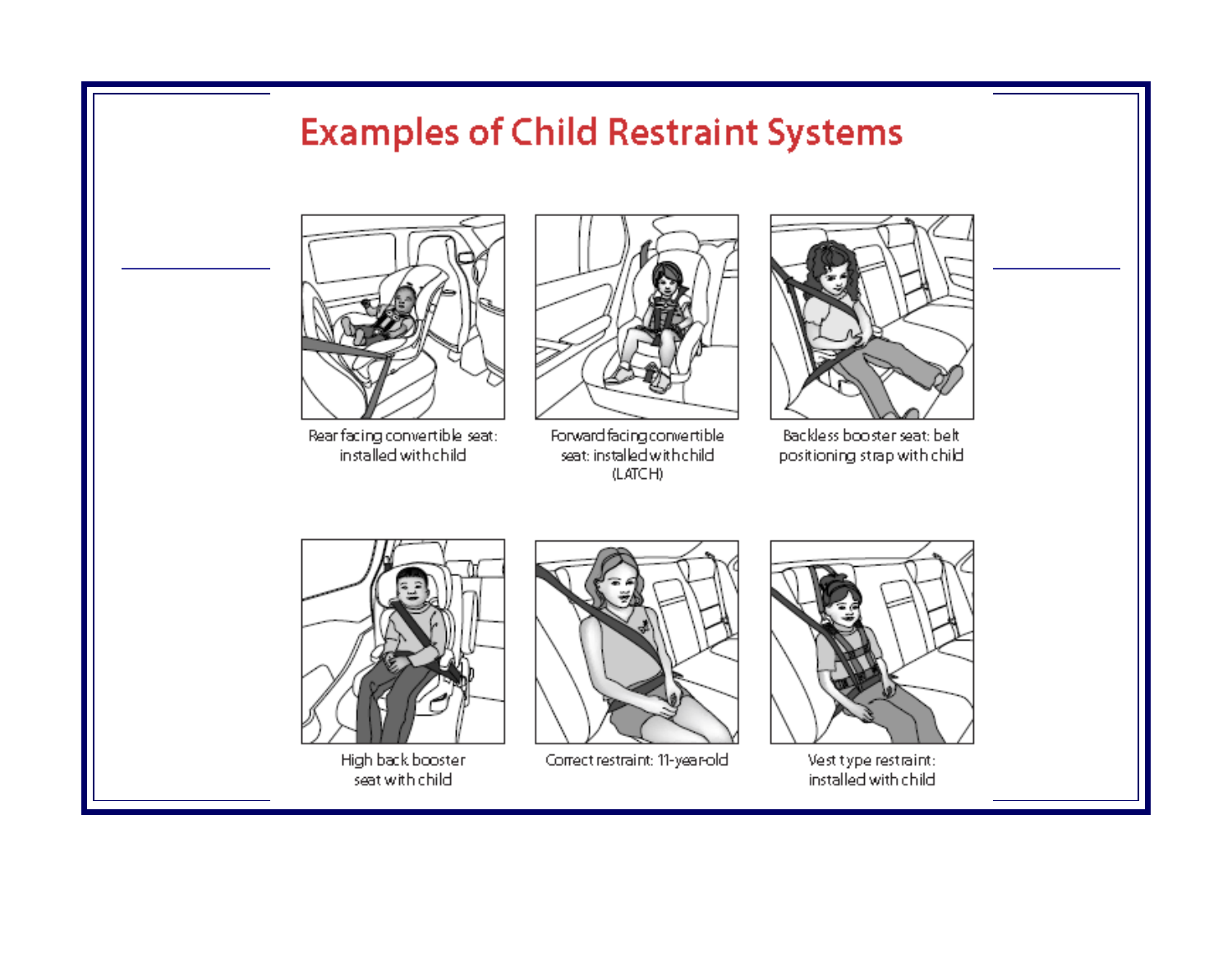# Examples of Child Restraint Systems

Rear facing convertible seat: installed with child

Forward facing convertible seat: installed with child (LATCH)

Backless booster seat: belt positioning strap with child

High back booster seat with child

Correct restraint: 11-year-old

Vest type restraint: installed with child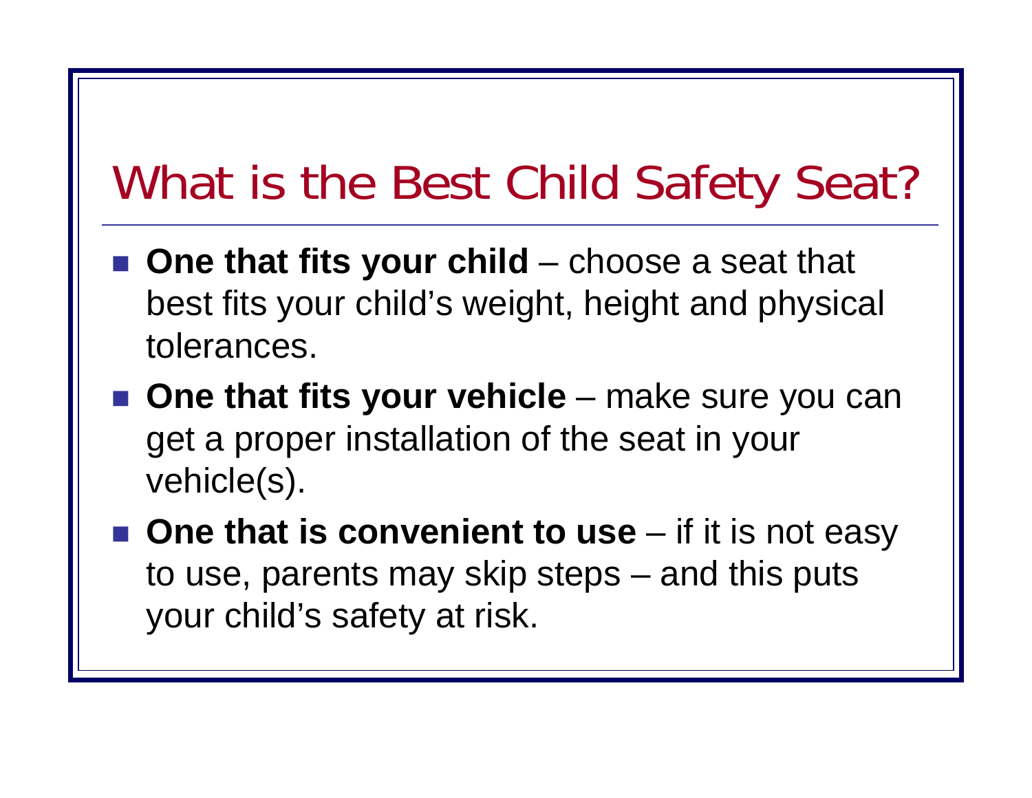# What is the Best Child Safety Seat?

- **One that fits your child** – choose a seat that best fits your child's weight, height and physical tolerances.
- **One that fits your vehicle** – make sure you can get a proper installation of the seat in your vehicle(s).
- **One that is convenient to use** – if it is not easy to use, parents may skip steps – and this puts your child's safety at risk.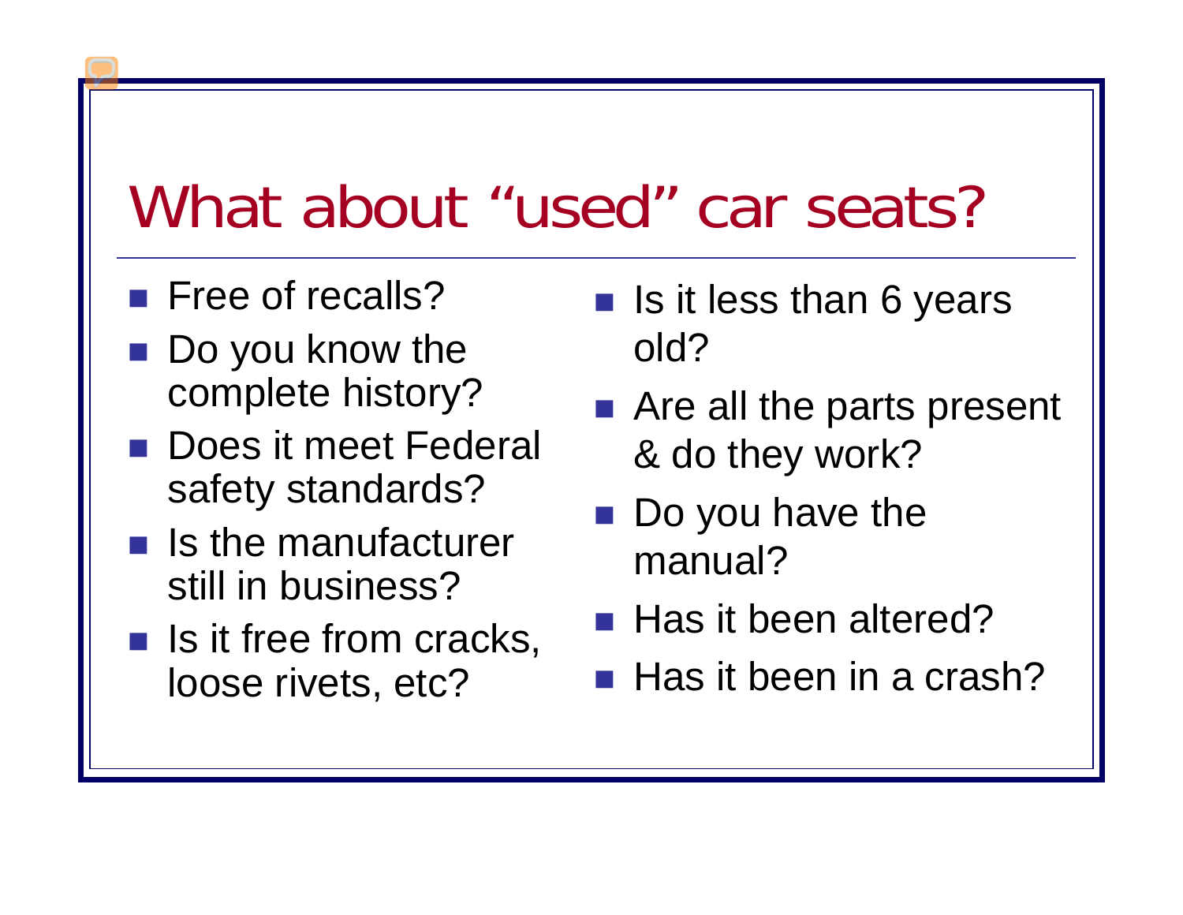# What about “used” car seats?

- Free of recalls?
- Do you know the complete history?
- Does it meet Federal safety standards?
- Is the manufacturer still in business?
- Is it free from cracks, loose rivets, etc?
- Is it less than 6 years old?
- Are all the parts present & do they work?
- Do you have the manual?
- Has it been altered?
- Has it been in a crash?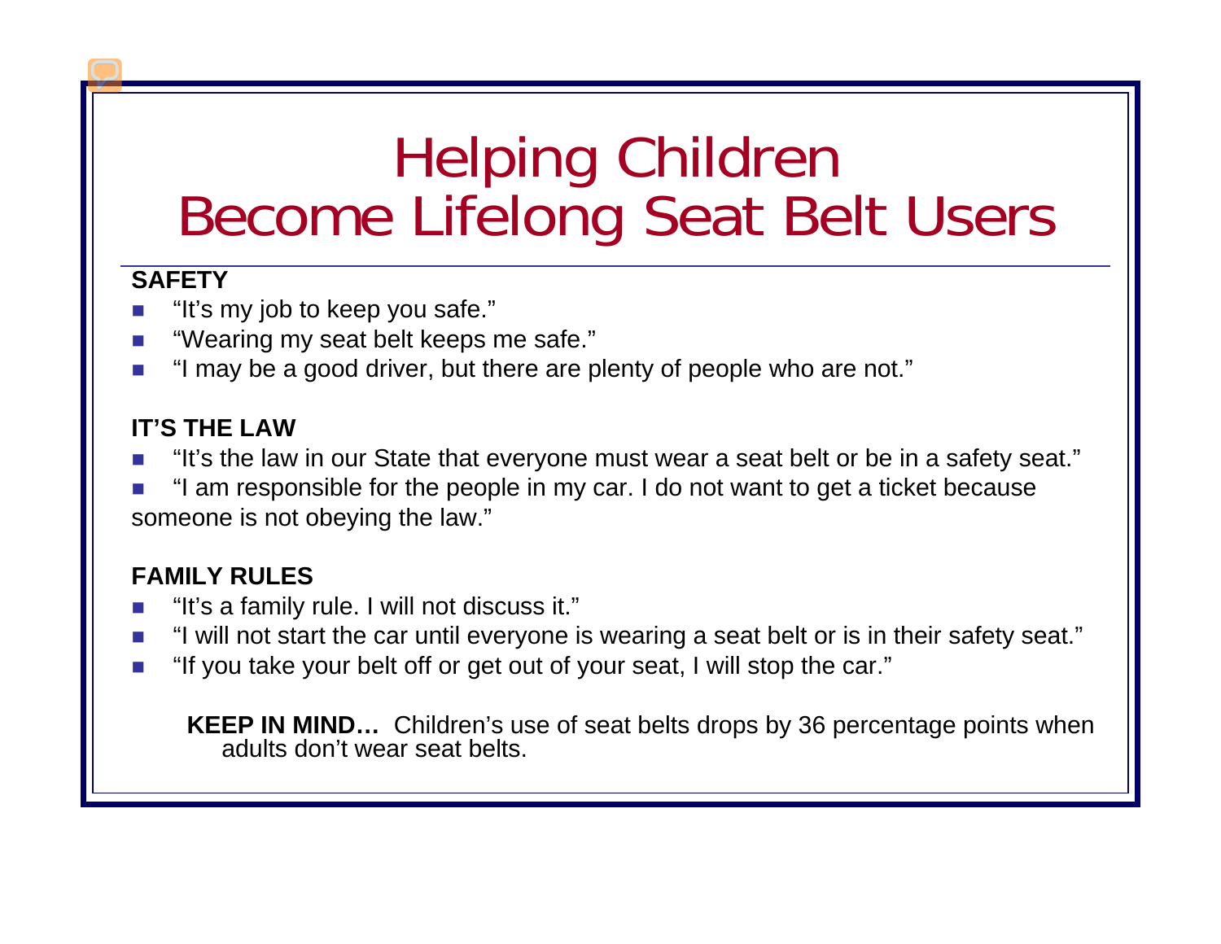# Helping Children Become Lifelong Seat Belt Users

**SAFETY**

- "It's my job to keep you safe."
- "Wearing my seat belt keeps me safe."
- "I may be a good driver, but there are plenty of people who are not."

**IT'S THE LAW**

- "It's the law in our State that everyone must wear a seat belt or be in a safety seat."
- "I am responsible for the people in my car. I do not want to get a ticket because someone is not obeying the law."

**FAMILY RULES**

- "It's a family rule. I will not discuss it."
- "I will not start the car until everyone is wearing a seat belt or is in their safety seat."
- "If you take your belt off or get out of your seat, I will stop the car."

**KEEP IN MIND…** Children's use of seat belts drops by 36 percentage points when adults don't wear seat belts.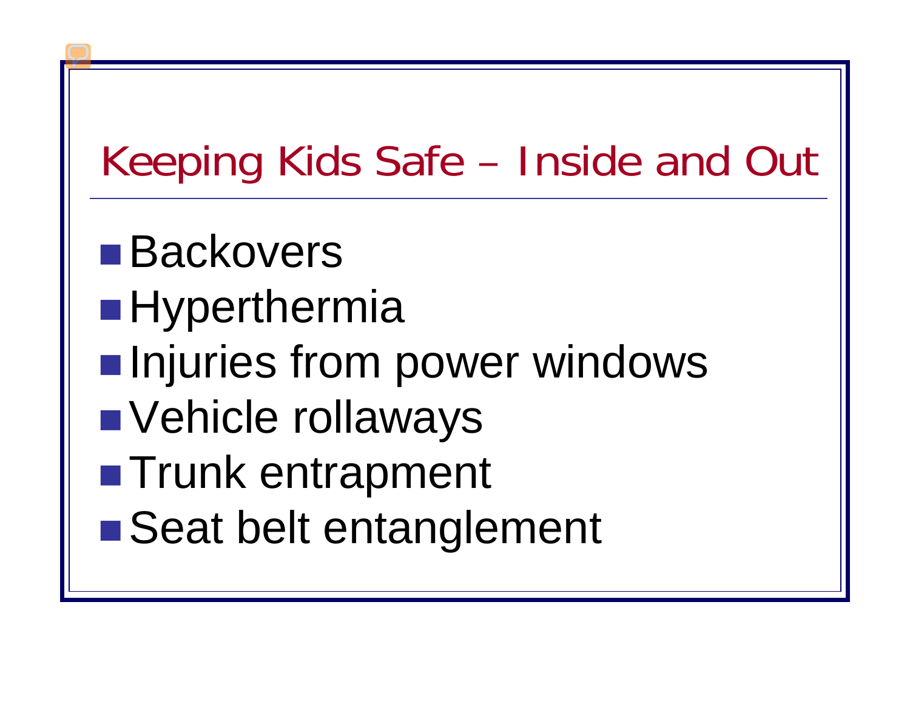# Keeping Kids Safe – Inside and Out

- Backovers
- Hyperthermia
- Injuries from power windows
- Vehicle rollaways
- Trunk entrapment
- Seat belt entanglement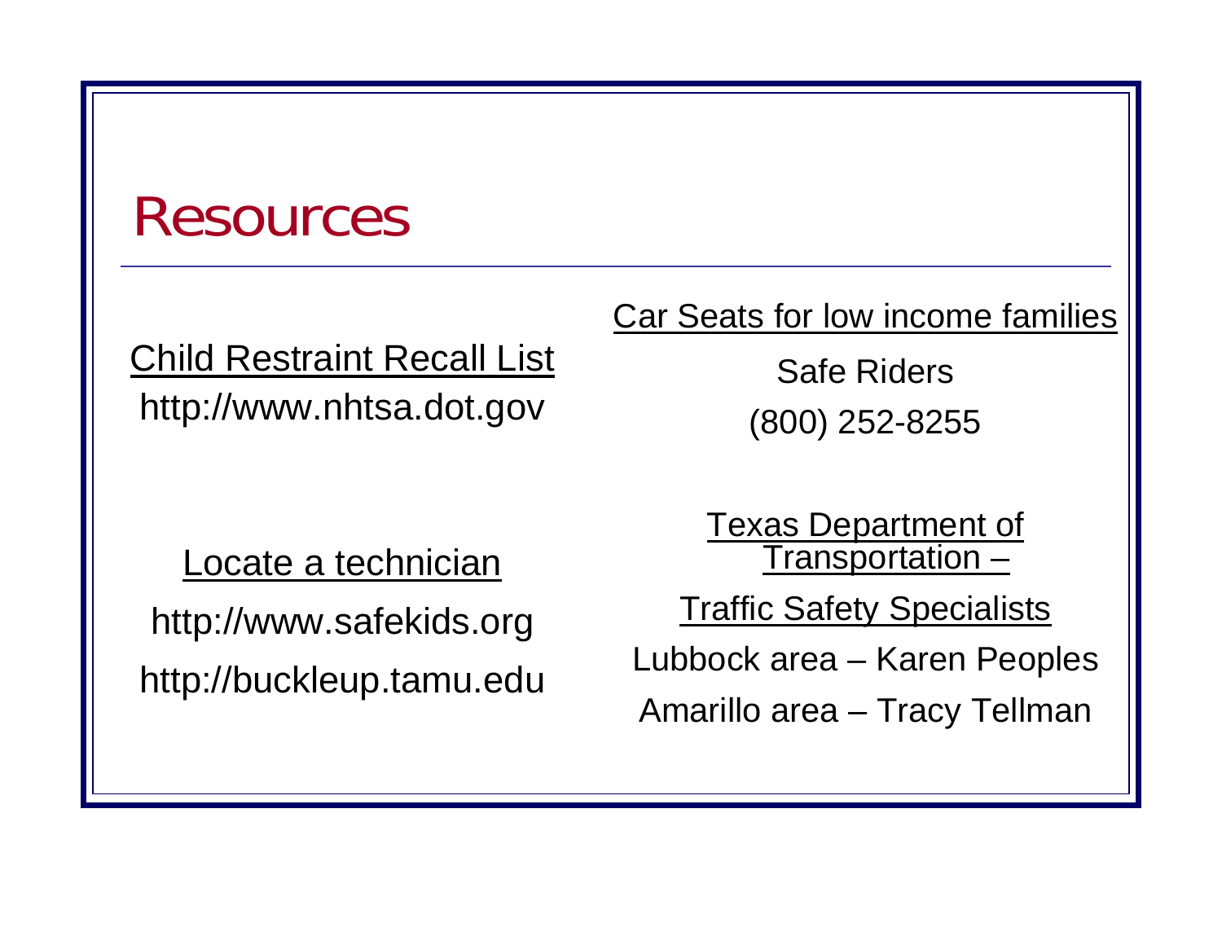# Resources

Child Restraint Recall List

http://www.nhtsa.dot.gov

Locate a technician

http://www.safekids.org

http://buckleup.tamu.edu

Car Seats for low income families

Safe Riders

(800) 252-8255

Texas Department of Transportation –

Traffic Safety Specialists

Lubbock area – Karen Peoples

Amarillo area – Tracy Tellman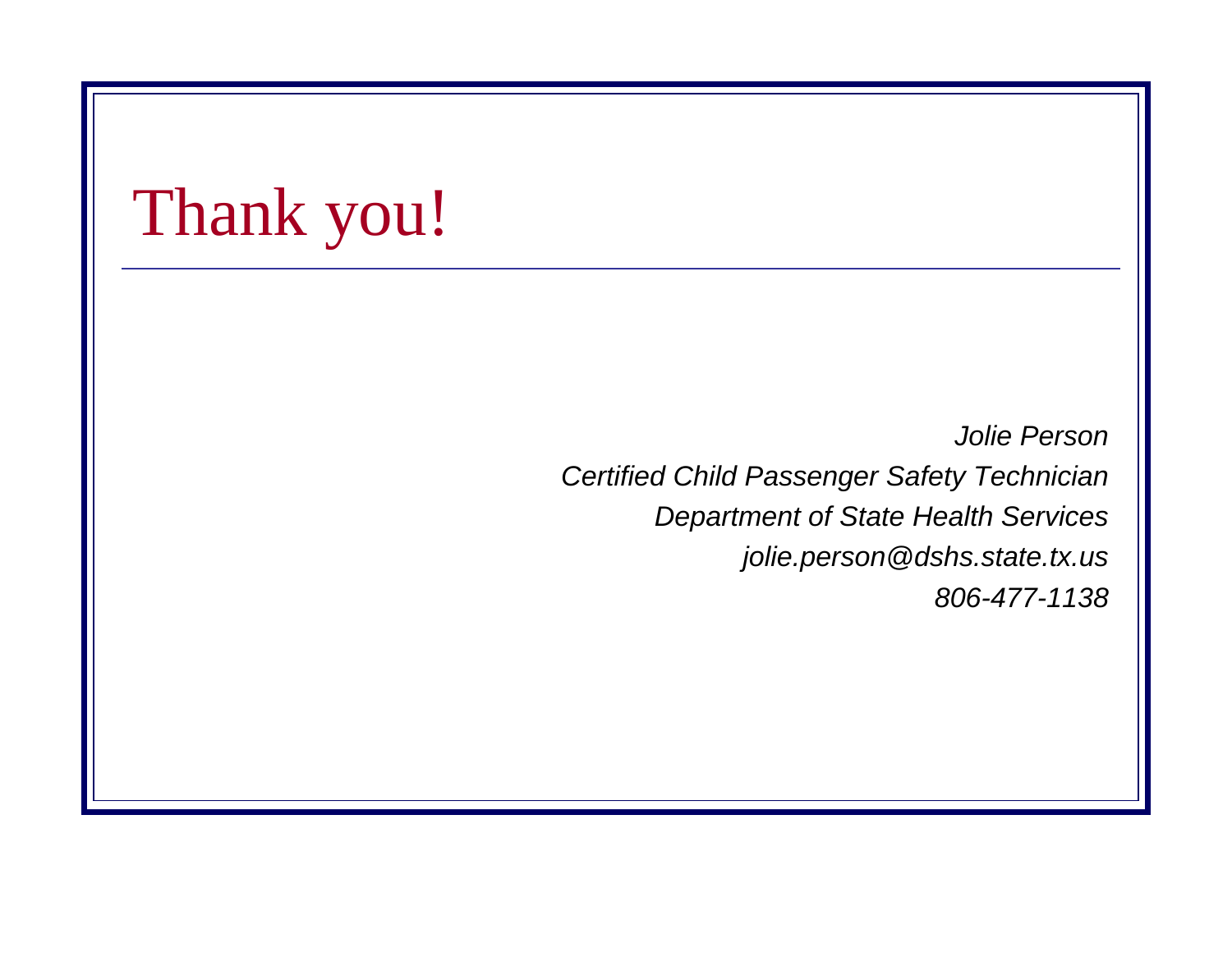# Thank you!

*Jolie Person*

*Certified Child Passenger Safety Technician*

*Department of State Health Services*

*jolie.person@dshs.state.tx.us*

*806-477-1138*